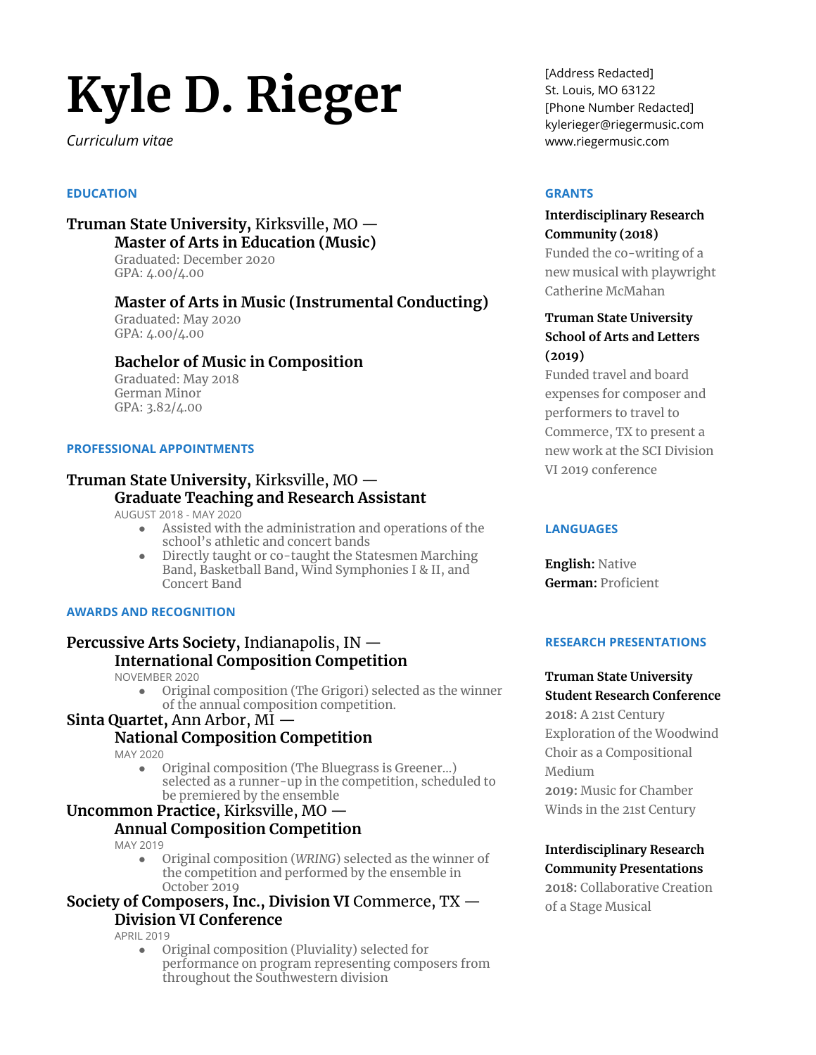# Kyle D. Rieger

*Curriculum vitae*

[Address Redacted]
St. Louis, MO 63122
[Phone Number Redacted]
kylerieger@riegermusic.com
www.riegermusic.com

## EDUCATION

**Truman State University,** Kirksville, MO —
**Master of Arts in Education (Music)**
Graduated: December 2020
GPA: 4.00/4.00

**Master of Arts in Music (Instrumental Conducting)**
Graduated: May 2020
GPA: 4.00/4.00

**Bachelor of Music in Composition**
Graduated: May 2018
German Minor
GPA: 3.82/4.00

## PROFESSIONAL APPOINTMENTS

**Truman State University,** Kirksville, MO —
**Graduate Teaching and Research Assistant**
AUGUST 2018 - MAY 2020

- Assisted with the administration and operations of the school's athletic and concert bands
- Directly taught or co-taught the Statesmen Marching Band, Basketball Band, Wind Symphonies I & II, and Concert Band

## AWARDS AND RECOGNITION

**Percussive Arts Society,** Indianapolis, IN —
**International Composition Competition**
NOVEMBER 2020

- Original composition (The Grigori) selected as the winner of the annual composition competition.

**Sinta Quartet,** Ann Arbor, MI —
**National Composition Competition**
MAY 2020

- Original composition (The Bluegrass is Greener...) selected as a runner-up in the competition, scheduled to be premiered by the ensemble

**Uncommon Practice,** Kirksville, MO —
**Annual Composition Competition**
MAY 2019

- Original composition (*WRING*) selected as the winner of the competition and performed by the ensemble in October 2019

**Society of Composers, Inc., Division VI** Commerce, TX —
**Division VI Conference**
APRIL 2019

- Original composition (Pluviality) selected for performance on program representing composers from throughout the Southwestern division

## GRANTS

**Interdisciplinary Research Community (2018)**
Funded the co-writing of a new musical with playwright Catherine McMahan

**Truman State University School of Arts and Letters (2019)**
Funded travel and board expenses for composer and performers to travel to Commerce, TX to present a new work at the SCI Division VI 2019 conference

## LANGUAGES

**English:** Native
**German:** Proficient

## RESEARCH PRESENTATIONS

**Truman State University Student Research Conference**
**2018:** A 21st Century Exploration of the Woodwind Choir as a Compositional Medium
**2019:** Music for Chamber Winds in the 21st Century

**Interdisciplinary Research Community Presentations**
**2018:** Collaborative Creation of a Stage Musical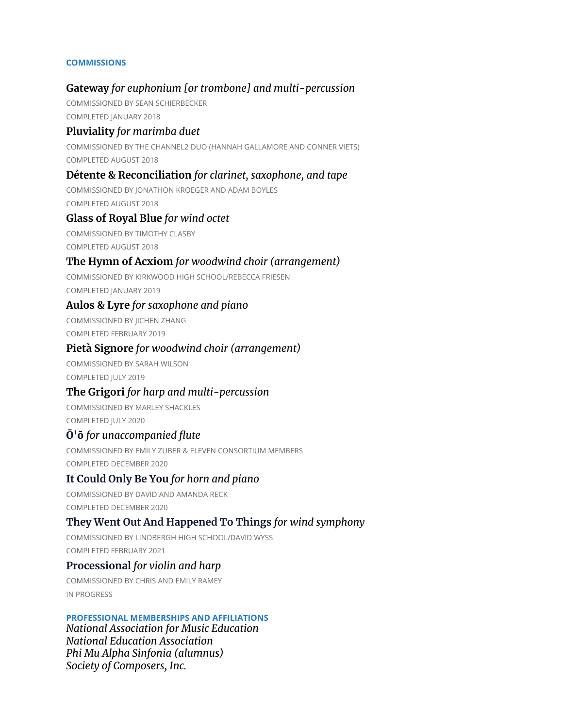## COMMISSIONS

**Gateway** *for euphonium [or trombone] and multi-percussion*

COMMISSIONED BY SEAN SCHIERBECKER

COMPLETED JANUARY 2018

**Pluviality** *for marimba duet*

COMMISSIONED BY THE CHANNEL2 DUO (HANNAH GALLAMORE AND CONNER VIETS)

COMPLETED AUGUST 2018

**Détente & Reconciliation** *for clarinet, saxophone, and tape*

COMMISSIONED BY JONATHON KROEGER AND ADAM BOYLES

COMPLETED AUGUST 2018

**Glass of Royal Blue** *for wind octet*

COMMISSIONED BY TIMOTHY CLASBY

COMPLETED AUGUST 2018

**The Hymn of Acxiom** *for woodwind choir (arrangement)*

COMMISSIONED BY KIRKWOOD HIGH SCHOOL/REBECCA FRIESEN

COMPLETED JANUARY 2019

**Aulos & Lyre** *for saxophone and piano*

COMMISSIONED BY JICHEN ZHANG

COMPLETED FEBRUARY 2019

**Pietà Signore** *for woodwind choir (arrangement)*

COMMISSIONED BY SARAH WILSON

COMPLETED JULY 2019

**The Grigori** *for harp and multi-percussion*

COMMISSIONED BY MARLEY SHACKLES

COMPLETED JULY 2020

**Ō'ō** *for unaccompanied flute*

COMMISSIONED BY EMILY ZUBER & ELEVEN CONSORTIUM MEMBERS

COMPLETED DECEMBER 2020

**It Could Only Be You** *for horn and piano*

COMMISSIONED BY DAVID AND AMANDA RECK

COMPLETED DECEMBER 2020

**They Went Out And Happened To Things** *for wind symphony*

COMMISSIONED BY LINDBERGH HIGH SCHOOL/DAVID WYSS

COMPLETED FEBRUARY 2021

**Processional** *for violin and harp*

COMMISSIONED BY CHRIS AND EMILY RAMEY

IN PROGRESS

## PROFESSIONAL MEMBERSHIPS AND AFFILIATIONS

*National Association for Music Education*
*National Education Association*
*Phi Mu Alpha Sinfonia (alumnus)*
*Society of Composers, Inc.*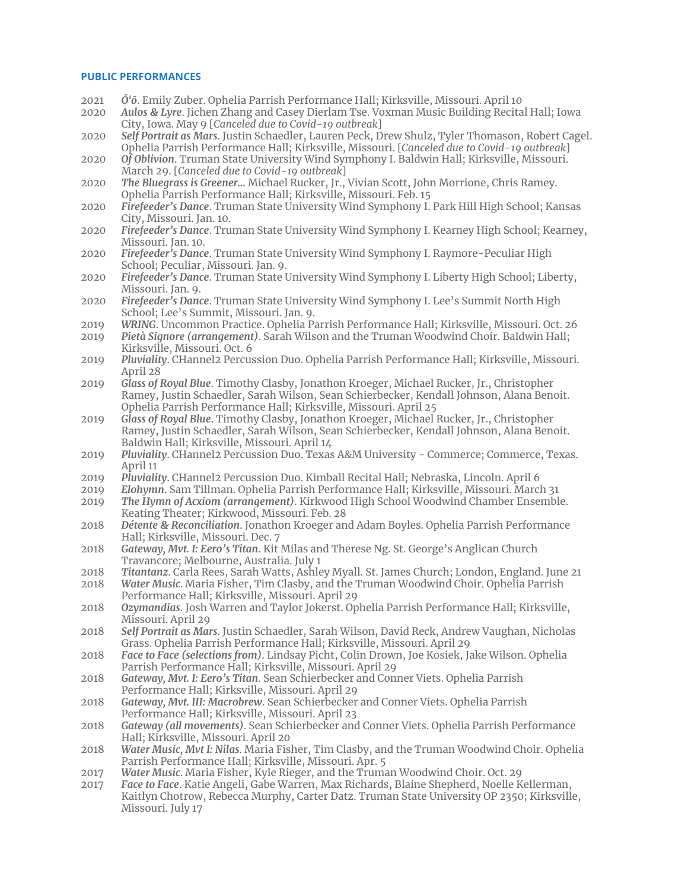## PUBLIC PERFORMANCES

2021 ***Ōʻō***. Emily Zuber. Ophelia Parrish Performance Hall; Kirksville, Missouri. April 10

2020 ***Aulos & Lyre***. Jichen Zhang and Casey Dierlam Tse. Voxman Music Building Recital Hall; Iowa City, Iowa. May 9 [*Canceled due to Covid-19 outbreak*]

2020 ***Self Portrait as Mars***. Justin Schaedler, Lauren Peck, Drew Shulz, Tyler Thomason, Robert Cagel. Ophelia Parrish Performance Hall; Kirksville, Missouri. [*Canceled due to Covid-19 outbreak*]

2020 ***Of Oblivion***. Truman State University Wind Symphony I. Baldwin Hall; Kirksville, Missouri. March 29. [*Canceled due to Covid-19 outbreak*]

2020 ***The Bluegrass is Greener...*** Michael Rucker, Jr., Vivian Scott, John Morrione, Chris Ramey. Ophelia Parrish Performance Hall; Kirksville, Missouri. Feb. 15

2020 ***Firefeeder's Dance***. Truman State University Wind Symphony I. Park Hill High School; Kansas City, Missouri. Jan. 10.

2020 ***Firefeeder's Dance***. Truman State University Wind Symphony I. Kearney High School; Kearney, Missouri. Jan. 10.

2020 ***Firefeeder's Dance***. Truman State University Wind Symphony I. Raymore-Peculiar High School; Peculiar, Missouri. Jan. 9.

2020 ***Firefeeder's Dance***. Truman State University Wind Symphony I. Liberty High School; Liberty, Missouri. Jan. 9.

2020 ***Firefeeder's Dance***. Truman State University Wind Symphony I. Lee's Summit North High School; Lee's Summit, Missouri. Jan. 9.

2019 ***WRING***. Uncommon Practice. Ophelia Parrish Performance Hall; Kirksville, Missouri. Oct. 26

2019 ***Pietà Signore (arrangement)***. Sarah Wilson and the Truman Woodwind Choir. Baldwin Hall; Kirksville, Missouri. Oct. 6

2019 ***Pluviality***. CHannel2 Percussion Duo. Ophelia Parrish Performance Hall; Kirksville, Missouri. April 28

2019 ***Glass of Royal Blue***. Timothy Clasby, Jonathon Kroeger, Michael Rucker, Jr., Christopher Ramey, Justin Schaedler, Sarah Wilson, Sean Schierbecker, Kendall Johnson, Alana Benoit. Ophelia Parrish Performance Hall; Kirksville, Missouri. April 25

2019 ***Glass of Royal Blue***. Timothy Clasby, Jonathon Kroeger, Michael Rucker, Jr., Christopher Ramey, Justin Schaedler, Sarah Wilson, Sean Schierbecker, Kendall Johnson, Alana Benoit. Baldwin Hall; Kirksville, Missouri. April 14

2019 ***Pluviality***. CHannel2 Percussion Duo. Texas A&M University - Commerce; Commerce, Texas. April 11

2019 ***Pluviality***. CHannel2 Percussion Duo. Kimball Recital Hall; Nebraska, Lincoln. April 6

2019 ***Elohymn***. Sam Tillman. Ophelia Parrish Performance Hall; Kirksville, Missouri. March 31

2019 ***The Hymn of Acxiom (arrangement)***. Kirkwood High School Woodwind Chamber Ensemble. Keating Theater; Kirkwood, Missouri. Feb. 28

2018 ***Détente & Reconciliation***. Jonathon Kroeger and Adam Boyles. Ophelia Parrish Performance Hall; Kirksville, Missouri. Dec. 7

2018 ***Gateway, Mvt. I: Eero's Titan***. Kit Milas and Therese Ng. St. George's Anglican Church Travancore; Melbourne, Australia. July 1

2018 ***Titantanz***. Carla Rees, Sarah Watts, Ashley Myall. St. James Church; London, England. June 21

2018 ***Water Music***. Maria Fisher, Tim Clasby, and the Truman Woodwind Choir. Ophelia Parrish Performance Hall; Kirksville, Missouri. April 29

2018 ***Ozymandias***. Josh Warren and Taylor Jokerst. Ophelia Parrish Performance Hall; Kirksville, Missouri. April 29

2018 ***Self Portrait as Mars***. Justin Schaedler, Sarah Wilson, David Reck, Andrew Vaughan, Nicholas Grass. Ophelia Parrish Performance Hall; Kirksville, Missouri. April 29

2018 ***Face to Face (selections from)***. Lindsay Picht, Colin Drown, Joe Kosiek, Jake Wilson. Ophelia Parrish Performance Hall; Kirksville, Missouri. April 29

2018 ***Gateway, Mvt. I: Eero's Titan***. Sean Schierbecker and Conner Viets. Ophelia Parrish Performance Hall; Kirksville, Missouri. April 29

2018 ***Gateway, Mvt. III: Macrobrew***. Sean Schierbecker and Conner Viets. Ophelia Parrish Performance Hall; Kirksville, Missouri. April 23

2018 ***Gateway (all movements)***. Sean Schierbecker and Conner Viets. Ophelia Parrish Performance Hall; Kirksville, Missouri. April 20

2018 ***Water Music, Mvt I: Nilas***. Maria Fisher, Tim Clasby, and the Truman Woodwind Choir. Ophelia Parrish Performance Hall; Kirksville, Missouri. Apr. 5

2017 ***Water Music***. Maria Fisher, Kyle Rieger, and the Truman Woodwind Choir. Oct. 29

2017 ***Face to Face***. Katie Angeli, Gabe Warren, Max Richards, Blaine Shepherd, Noelle Kellerman, Kaitlyn Chotrow, Rebecca Murphy, Carter Datz. Truman State University OP 2350; Kirksville, Missouri. July 17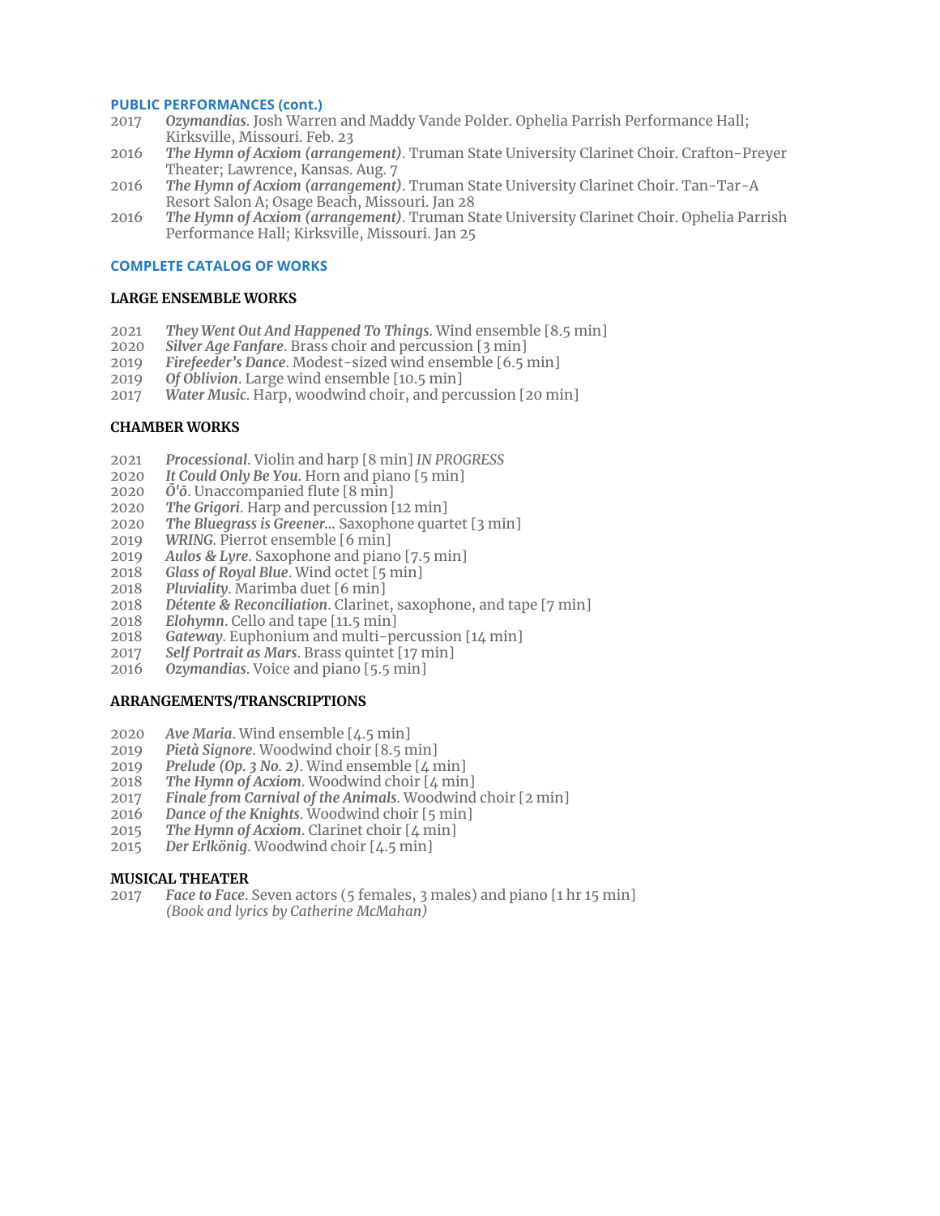## PUBLIC PERFORMANCES (cont.)

2017 ***Ozymandias***. Josh Warren and Maddy Vande Polder. Ophelia Parrish Performance Hall; Kirksville, Missouri. Feb. 23

2016 ***The Hymn of Acxiom (arrangement)***. Truman State University Clarinet Choir. Crafton-Preyer Theater; Lawrence, Kansas. Aug. 7

2016 ***The Hymn of Acxiom (arrangement)***. Truman State University Clarinet Choir. Tan-Tar-A Resort Salon A; Osage Beach, Missouri. Jan 28

2016 ***The Hymn of Acxiom (arrangement)***. Truman State University Clarinet Choir. Ophelia Parrish Performance Hall; Kirksville, Missouri. Jan 25

## COMPLETE CATALOG OF WORKS

### LARGE ENSEMBLE WORKS

2021 ***They Went Out And Happened To Things***. Wind ensemble [8.5 min]
2020 ***Silver Age Fanfare***. Brass choir and percussion [3 min]
2019 ***Firefeeder's Dance***. Modest-sized wind ensemble [6.5 min]
2019 ***Of Oblivion***. Large wind ensemble [10.5 min]
2017 ***Water Music***. Harp, woodwind choir, and percussion [20 min]

### CHAMBER WORKS

2021 ***Processional***. Violin and harp [8 min] *IN PROGRESS*
2020 ***It Could Only Be You***. Horn and piano [5 min]
2020 ***Ō'ō***. Unaccompanied flute [8 min]
2020 ***The Grigori***. Harp and percussion [12 min]
2020 ***The Bluegrass is Greener...*** Saxophone quartet [3 min]
2019 ***WRING***. Pierrot ensemble [6 min]
2019 ***Aulos & Lyre***. Saxophone and piano [7.5 min]
2018 ***Glass of Royal Blue***. Wind octet [5 min]
2018 ***Pluviality***. Marimba duet [6 min]
2018 ***Détente & Reconciliation***. Clarinet, saxophone, and tape [7 min]
2018 ***Elohymn***. Cello and tape [11.5 min]
2018 ***Gateway***. Euphonium and multi-percussion [14 min]
2017 ***Self Portrait as Mars***. Brass quintet [17 min]
2016 ***Ozymandias***. Voice and piano [5.5 min]

### ARRANGEMENTS/TRANSCRIPTIONS

2020 ***Ave Maria***. Wind ensemble [4.5 min]
2019 ***Pietà Signore***. Woodwind choir [8.5 min]
2019 ***Prelude (Op. 3 No. 2)***. Wind ensemble [4 min]
2018 ***The Hymn of Acxiom***. Woodwind choir [4 min]
2017 ***Finale from Carnival of the Animals***. Woodwind choir [2 min]
2016 ***Dance of the Knights***. Woodwind choir [5 min]
2015 ***The Hymn of Acxiom***. Clarinet choir [4 min]
2015 ***Der Erlkönig***. Woodwind choir [4.5 min]

### MUSICAL THEATER

2017 ***Face to Face***. Seven actors (5 females, 3 males) and piano [1 hr 15 min]
*(Book and lyrics by Catherine McMahan)*